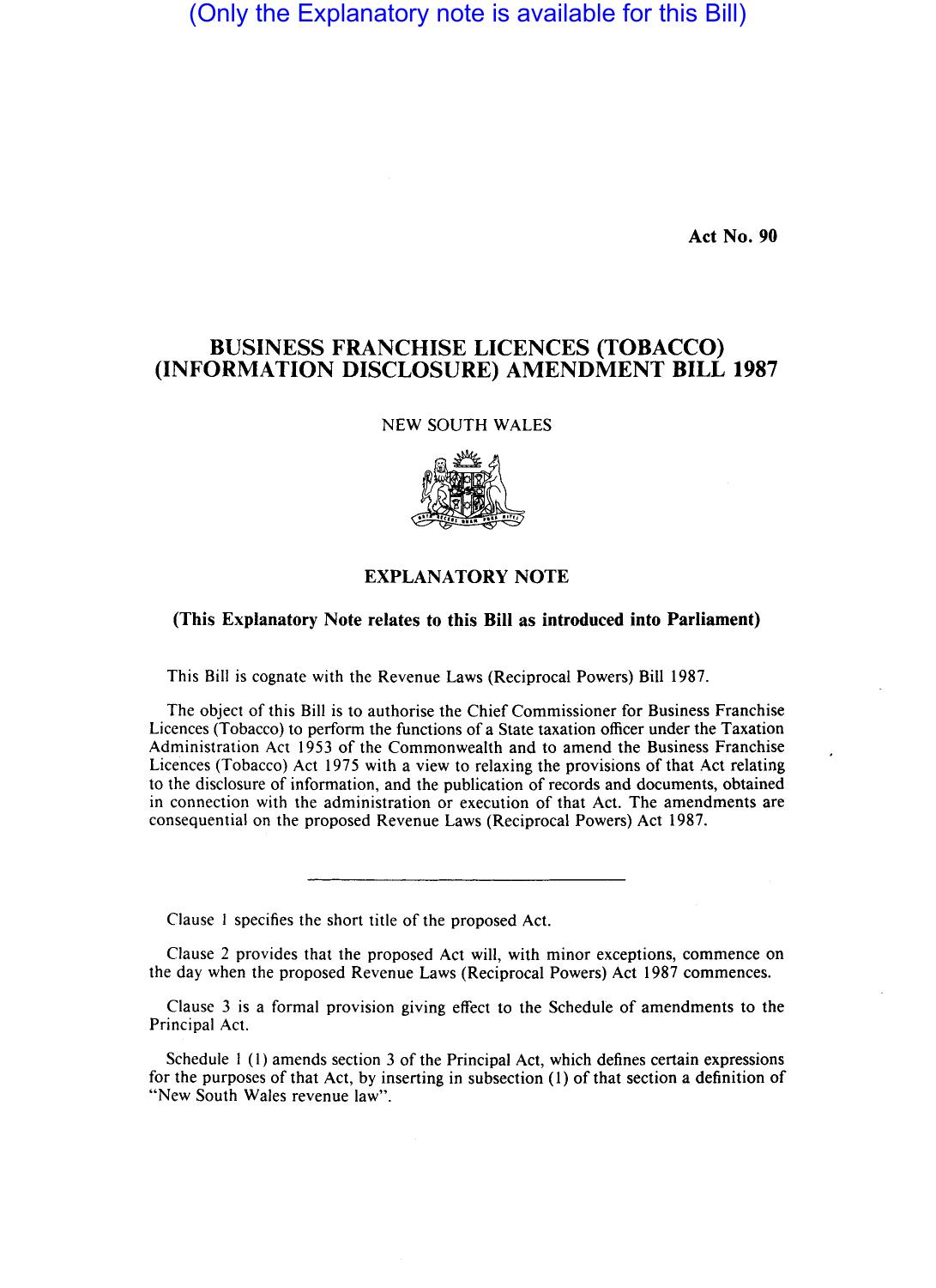(Only the Explanatory note is available for this Bill)

**Act No. 90**

# BUSINESS FRANCHISE LICENCES (TOBACCO) (INFORMATION DISCLOSURE) AMENDMENT BILL 1987

NEW SOUTH WALES

## EXPLANATORY NOTE

**(This Explanatory Note relates to this Bill as introduced into Parliament)**

This Bill is cognate with the Revenue Laws (Reciprocal Powers) Bill 1987.

The object of this Bill is to authorise the Chief Commissioner for Business Franchise Licences (Tobacco) to perform the functions of a State taxation officer under the Taxation Administration Act 1953 of the Commonwealth and to amend the Business Franchise Licences (Tobacco) Act 1975 with a view to relaxing the provisions of that Act relating to the disclosure of information, and the publication of records and documents, obtained in connection with the administration or execution of that Act. The amendments are consequential on the proposed Revenue Laws (Reciprocal Powers) Act 1987.

---

Clause 1 specifies the short title of the proposed Act.

Clause 2 provides that the proposed Act will, with minor exceptions, commence on the day when the proposed Revenue Laws (Reciprocal Powers) Act 1987 commences.

Clause 3 is a formal provision giving effect to the Schedule of amendments to the Principal Act.

Schedule 1 (1) amends section 3 of the Principal Act, which defines certain expressions for the purposes of that Act, by inserting in subsection (1) of that section a definition of "New South Wales revenue law".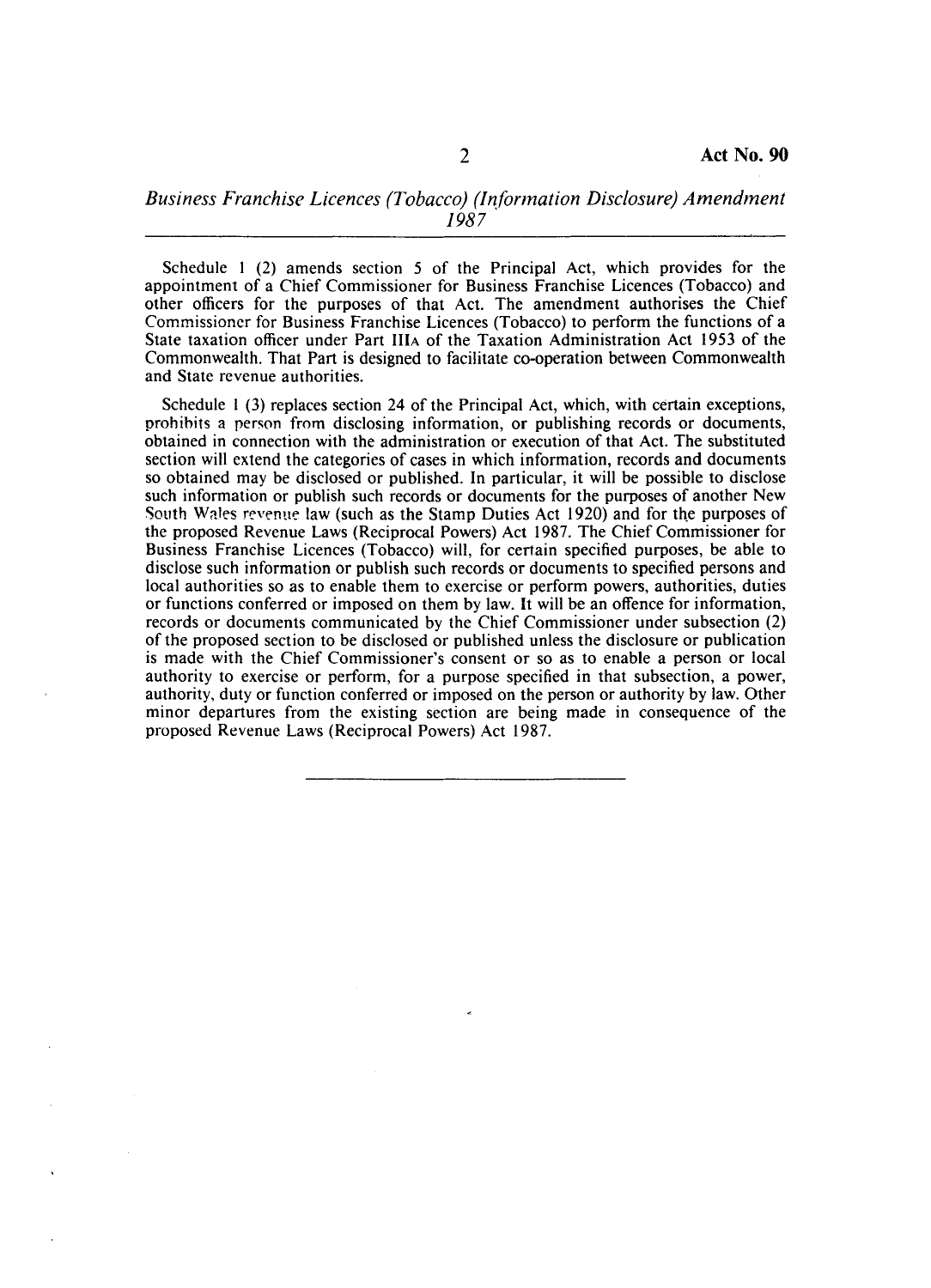Schedule 1 (2) amends section 5 of the Principal Act, which provides for the appointment of a Chief Commissioner for Business Franchise Licences (Tobacco) and other officers for the purposes of that Act. The amendment authorises the Chief Commissioner for Business Franchise Licences (Tobacco) to perform the functions of a State taxation officer under Part IIIA of the Taxation Administration Act 1953 of the Commonwealth. That Part is designed to facilitate co-operation between Commonwealth and State revenue authorities.

Schedule 1 (3) replaces section 24 of the Principal Act, which, with certain exceptions, prohibits a person from disclosing information, or publishing records or documents, obtained in connection with the administration or execution of that Act. The substituted section will extend the categories of cases in which information, records and documents so obtained may be disclosed or published. In particular, it will be possible to disclose such information or publish such records or documents for the purposes of another New South Wales revenue law (such as the Stamp Duties Act 1920) and for the purposes of the proposed Revenue Laws (Reciprocal Powers) Act 1987. The Chief Commissioner for Business Franchise Licences (Tobacco) will, for certain specified purposes, be able to disclose such information or publish such records or documents to specified persons and local authorities so as to enable them to exercise or perform powers, authorities, duties or functions conferred or imposed on them by law. It will be an offence for information, records or documents communicated by the Chief Commissioner under subsection (2) of the proposed section to be disclosed or published unless the disclosure or publication is made with the Chief Commissioner's consent or so as to enable a person or local authority to exercise or perform, for a purpose specified in that subsection, a power, authority, duty or function conferred or imposed on the person or authority by law. Other minor departures from the existing section are being made in consequence of the proposed Revenue Laws (Reciprocal Powers) Act 1987.